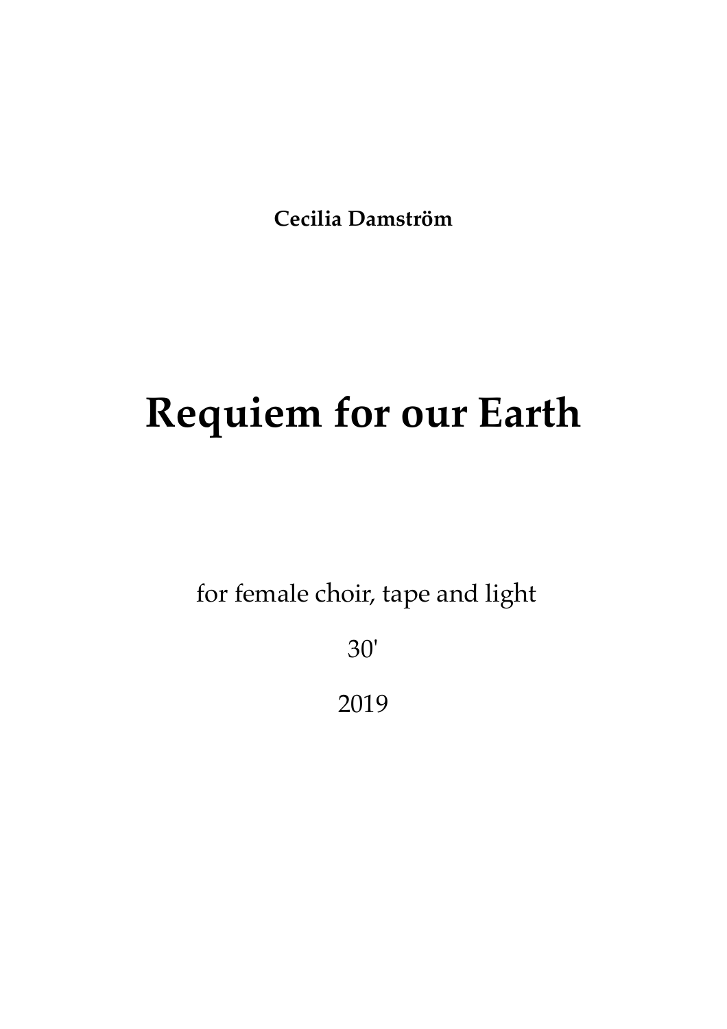**Cecilia Damström**

# Requiem for our Earth

for female choir, tape and light

30'

2019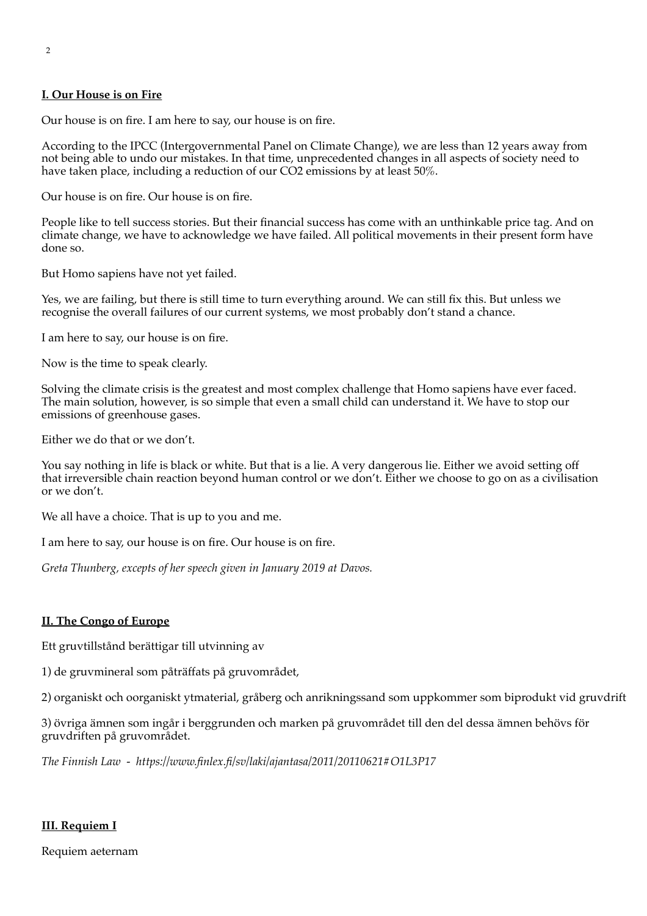## I. Our House is on Fire

Our house is on fire. I am here to say, our house is on fire.

According to the IPCC (Intergovernmental Panel on Climate Change), we are less than 12 years away from not being able to undo our mistakes. In that time, unprecedented changes in all aspects of society need to have taken place, including a reduction of our CO2 emissions by at least 50%.

Our house is on fire. Our house is on fire.

People like to tell success stories. But their financial success has come with an unthinkable price tag. And on climate change, we have to acknowledge we have failed. All political movements in their present form have done so.

But Homo sapiens have not yet failed.

Yes, we are failing, but there is still time to turn everything around. We can still fix this. But unless we recognise the overall failures of our current systems, we most probably don't stand a chance.

I am here to say, our house is on fire.

Now is the time to speak clearly.

Solving the climate crisis is the greatest and most complex challenge that Homo sapiens have ever faced. The main solution, however, is so simple that even a small child can understand it. We have to stop our emissions of greenhouse gases.

Either we do that or we don't.

You say nothing in life is black or white. But that is a lie. A very dangerous lie. Either we avoid setting off that irreversible chain reaction beyond human control or we don't. Either we choose to go on as a civilisation or we don't.

We all have a choice. That is up to you and me.

I am here to say, our house is on fire. Our house is on fire.

*Greta Thunberg, excepts of her speech given in January 2019 at Davos.*

## II. The Congo of Europe

Ett gruvtillstånd berättigar till utvinning av

1) de gruvmineral som påträffats på gruvområdet,

2) organiskt och oorganiskt ytmaterial, gråberg och anrikningssand som uppkommer som biprodukt vid gruvdrift

3) övriga ämnen som ingår i berggrunden och marken på gruvområdet till den del dessa ämnen behövs för gruvdriften på gruvområdet.

*The Finnish Law - https://www.finlex.fi/sv/laki/ajantasa/2011/20110621#O1L3P17*

## III. Requiem I

Requiem aeternam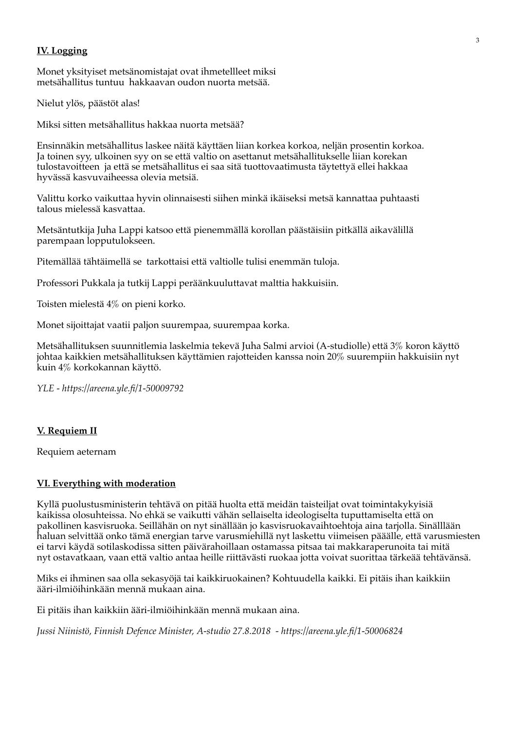**IV. Logging**

Monet yksityiset metsänomistajat ovat ihmetellleet miksi metsähallitus tuntuu hakkaavan oudon nuorta metsää.

Nielut ylös, päästöt alas!

Miksi sitten metsähallitus hakkaa nuorta metsää?

Ensinnäkin metsähallitus laskee näitä käyttäen liian korkea korkoa, neljän prosentin korkoa. Ja toinen syy, ulkoinen syy on se että valtio on asettanut metsähallitukselle liian korekan tulostavoitteen ja että se metsähallitus ei saa sitä tuottovaatimusta täytettyä ellei hakkaa hyvässä kasvuvaiheessa olevia metsiä.

Valittu korko vaikuttaa hyvin olinnaisesti siihen minkä ikäiseksi metsä kannattaa puhtaasti talous mielessä kasvattaa.

Metsäntutkija Juha Lappi katsoo että pienemmällä korollan päästäisiin pitkällä aikavälillä parempaan lopputulokseen.

Pitemällää tähtäimellä se tarkottaisi että valtiolle tulisi enemmän tuloja.

Professori Pukkala ja tutkij Lappi peräänkuuluttavat malttia hakkuisiin.

Toisten mielestä 4% on pieni korko.

Monet sijoittajat vaatii paljon suurempaa, suurempaa korka.

Metsähallituksen suunnitlemia laskelmia tekevä Juha Salmi arvioi (A-studiolle) että 3% koron käyttö johtaa kaikkien metsähallituksen käyttämien rajotteiden kanssa noin 20% suurempiin hakkuisiin nyt kuin 4% korkokannan käyttö.

*YLE - https://areena.yle.fi/1-50009792*

**V. Requiem II**

Requiem aeternam

**VI. Everything with moderation**

Kyllä puolustusministerin tehtävä on pitää huolta että meidän taisteiljat ovat toimintakykyisiä kaikissa olosuhteissa. No ehkä se vaikutti vähän sellaiselta ideologiselta tuputtamiselta että on pakollinen kasvisruoka. Seillähän on nyt sinällään jo kasvisruokavaihtoehtoja aina tarjolla. Sinälllään haluan selvittää onko tämä energian tarve varusmiehillä nyt laskettu viimeisen pääälle, että varusmiesten ei tarvi käydä sotilaskodissa sitten päivärahoillaan ostamassa pitsaa tai makkaraperunoita tai mitä nyt ostavatkaan, vaan että valtio antaa heille riittävästi ruokaa jotta voivat suorittaa tärkeää tehtävänsä.

Miks ei ihminen saa olla sekasyöjä tai kaikkiruokainen? Kohtuudella kaikki. Ei pitäis ihan kaikkiin ääri-ilmiöihinkään mennä mukaan aina.

Ei pitäis ihan kaikkiin ääri-ilmiöihinkään mennä mukaan aina.

*Jussi Niinistö, Finnish Defence Minister, A-studio 27.8.2018 - https://areena.yle.fi/1-50006824*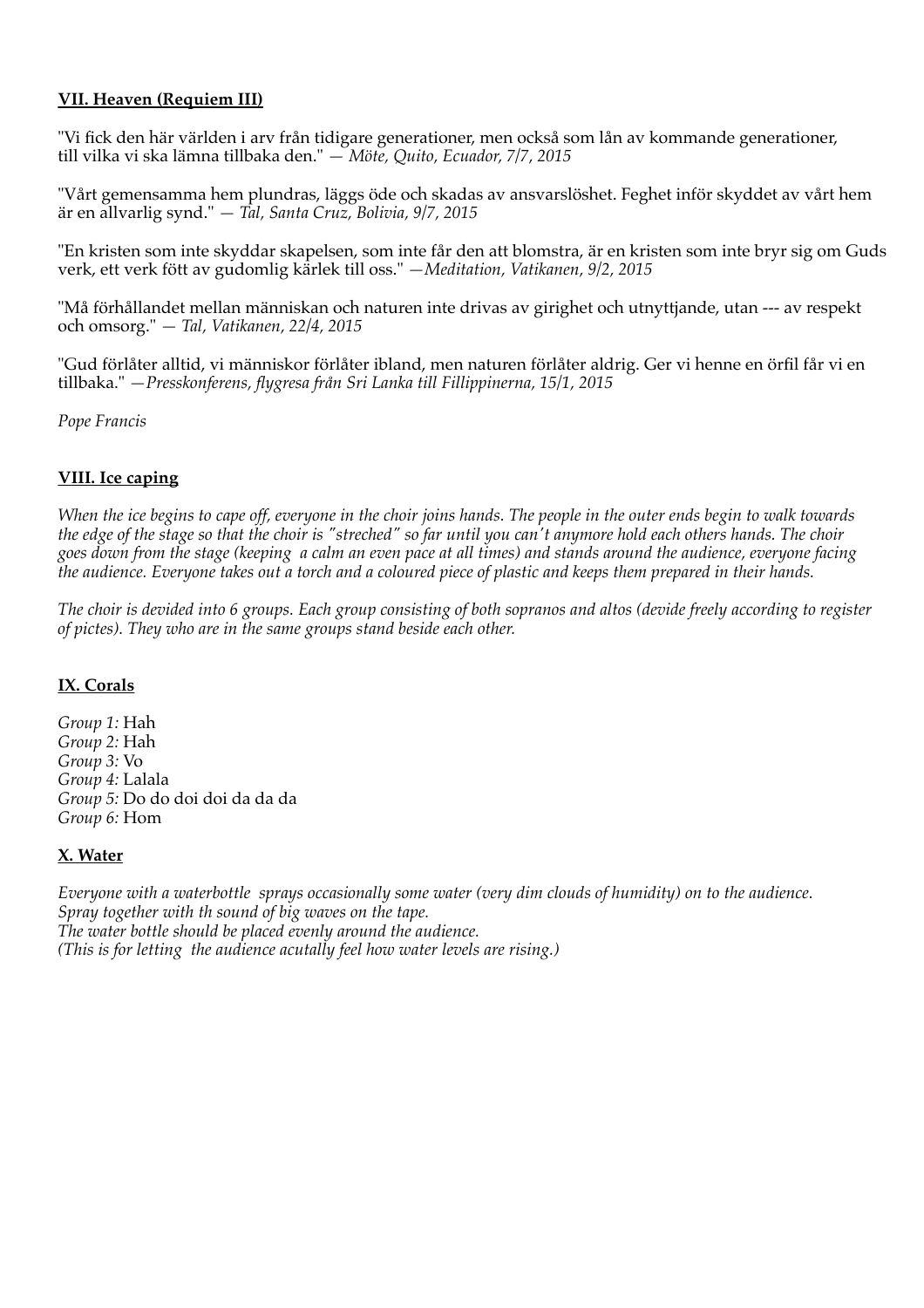**VII. Heaven (Requiem III)**

"Vi fick den här världen i arv från tidigare generationer, men också som lån av kommande generationer, till vilka vi ska lämna tillbaka den." — *Möte, Quito, Ecuador, 7/7, 2015*

"Vårt gemensamma hem plundras, läggs öde och skadas av ansvarslöshet. Feghet inför skyddet av vårt hem är en allvarlig synd." — *Tal, Santa Cruz, Bolivia, 9/7, 2015*

"En kristen som inte skyddar skapelsen, som inte får den att blomstra, är en kristen som inte bryr sig om Guds verk, ett verk fött av gudomlig kärlek till oss." —*Meditation, Vatikanen, 9/2, 2015*

"Må förhållandet mellan människan och naturen inte drivas av girighet och utnyttjande, utan --- av respekt och omsorg." — *Tal, Vatikanen, 22/4, 2015*

"Gud förlåter alltid, vi människor förlåter ibland, men naturen förlåter aldrig. Ger vi henne en örfil får vi en tillbaka." —*Presskonferens, flygresa från Sri Lanka till Fillippinerna, 15/1, 2015*

*Pope Francis*

**VIII. Ice caping**

*When the ice begins to cape off, everyone in the choir joins hands. The people in the outer ends begin to walk towards the edge of the stage so that the choir is "streched" so far until you can't anymore hold each others hands. The choir goes down from the stage (keeping a calm an even pace at all times) and stands around the audience, everyone facing the audience. Everyone takes out a torch and a coloured piece of plastic and keeps them prepared in their hands.*

*The choir is devided into 6 groups. Each group consisting of both sopranos and altos (devide freely according to register of pictes). They who are in the same groups stand beside each other.*

**IX. Corals**

*Group 1:* Hah
*Group 2:* Hah
*Group 3:* Vo
*Group 4:* Lalala
*Group 5:* Do do doi doi da da da
*Group 6:* Hom

**X. Water**

*Everyone with a waterbottle sprays occasionally some water (very dim clouds of humidity) on to the audience.*
*Spray together with th sound of big waves on the tape.*
*The water bottle should be placed evenly around the audience.*
*(This is for letting the audience acutally feel how water levels are rising.)*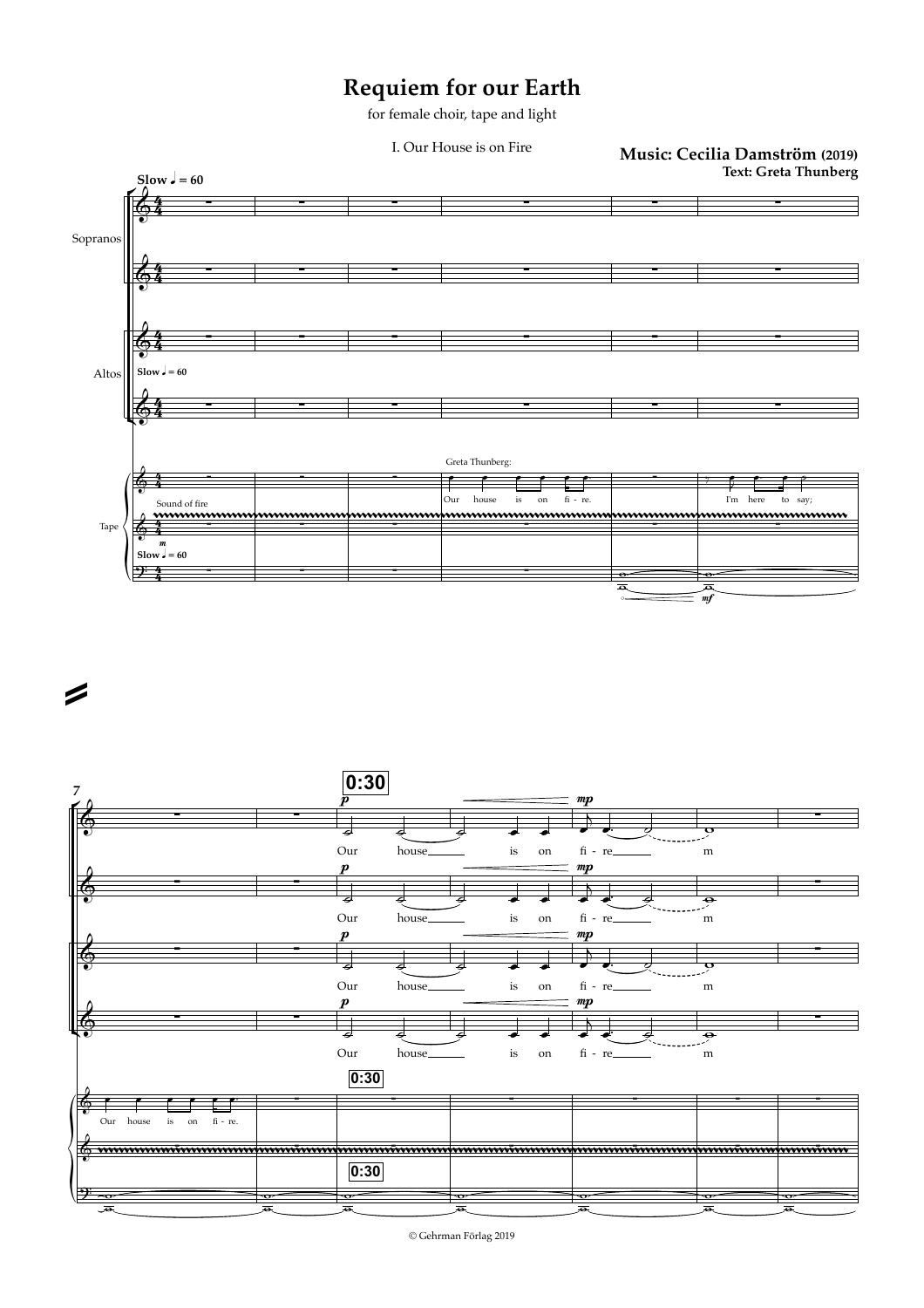# Requiem for our Earth

for female choir, tape and light

I. Our House is on Fire

**Music: Cecilia Damström (2019)**
**Text: Greta Thunberg**

© Gehrman Förlag 2019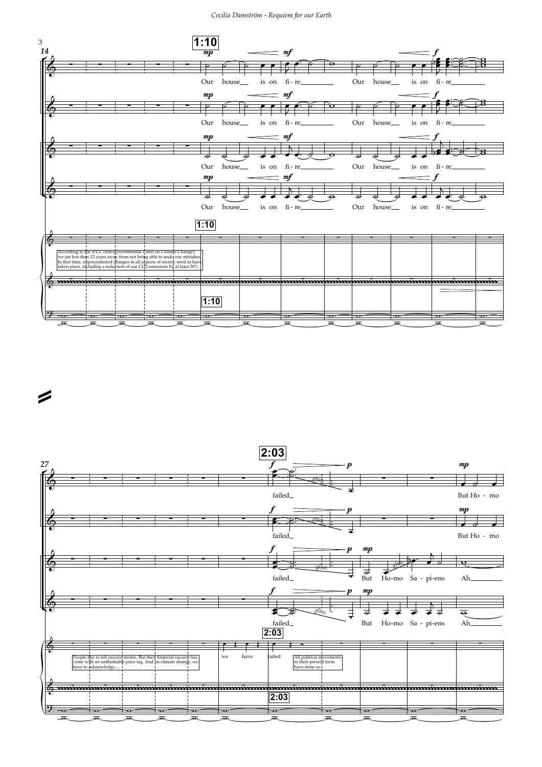3

14

1:10

Our house is on fi - re Our house is on fi - re

According to the IPCC (Intergovernmental Panel on Climate Change), we are less than 12 years away from not being able to undo our mistakes. In that time, unprecedented changes in all aspects of society need to have taken place, including a reduction of our CO2 emissions by at least 50%.

27

2:03

failed

But Ho - mo

But Ho-mo Sa - pi-ens Ah

People like to tell success stories. But their financial success has come with an unthinkable price tag. And on climate change, we have to acknowledge....

we have failed

All political movements in their present form have done so.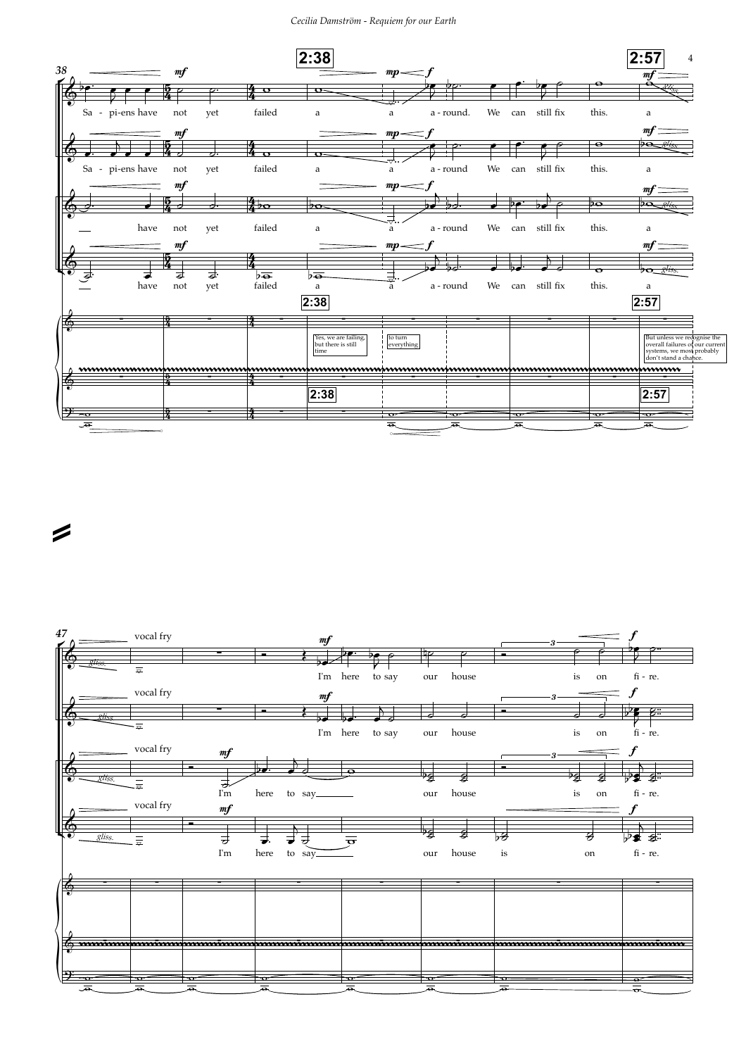38

2:38

2:57

Sa - pi-ens have not yet failed a a a - round. We can still fix this. a

Sa - pi-ens have not yet failed a a a - round We can still fix this. a

have not yet failed a a a - round We can still fix this. a

have not yet failed a a a - round We can still fix this. a

Yes, we are failing, but there is still time

to turn everything

But unless we recognise the overall failures of our current systems, we most probably don't stand a chance.

47

vocal fry

I'm here to say our house is on fi - re.

vocal fry

I'm here to say our house is on fi - re.

vocal fry

I'm here to say our house is on fi - re.

vocal fry

I'm here to say our house is on fi - re.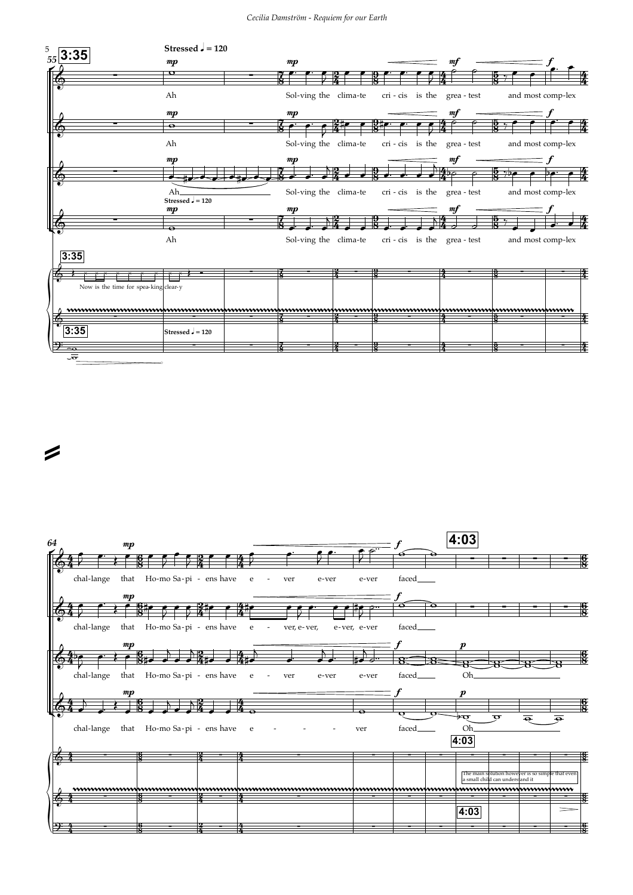3:35

Stressed ♩ = 120

Ah

Sol-ving the clima-te cri - cis is the grea - test and most comp-lex

Now is the time for spea-king clear-y

chal-lange that Ho-mo Sa-pi - ens have e - ver e-ver e-ver faced

chal-lange that Ho-mo Sa-pi - ens have e - ver, e-ver, e-ver, e-ver faced

chal-lange that Ho-mo Sa-pi - ens have e - ver e-ver e-ver faced Oh

chal-lange that Ho-mo Sa-pi - ens have e - - - - ver faced Oh

4:03

The main solution however is so simple that even a small child can understand it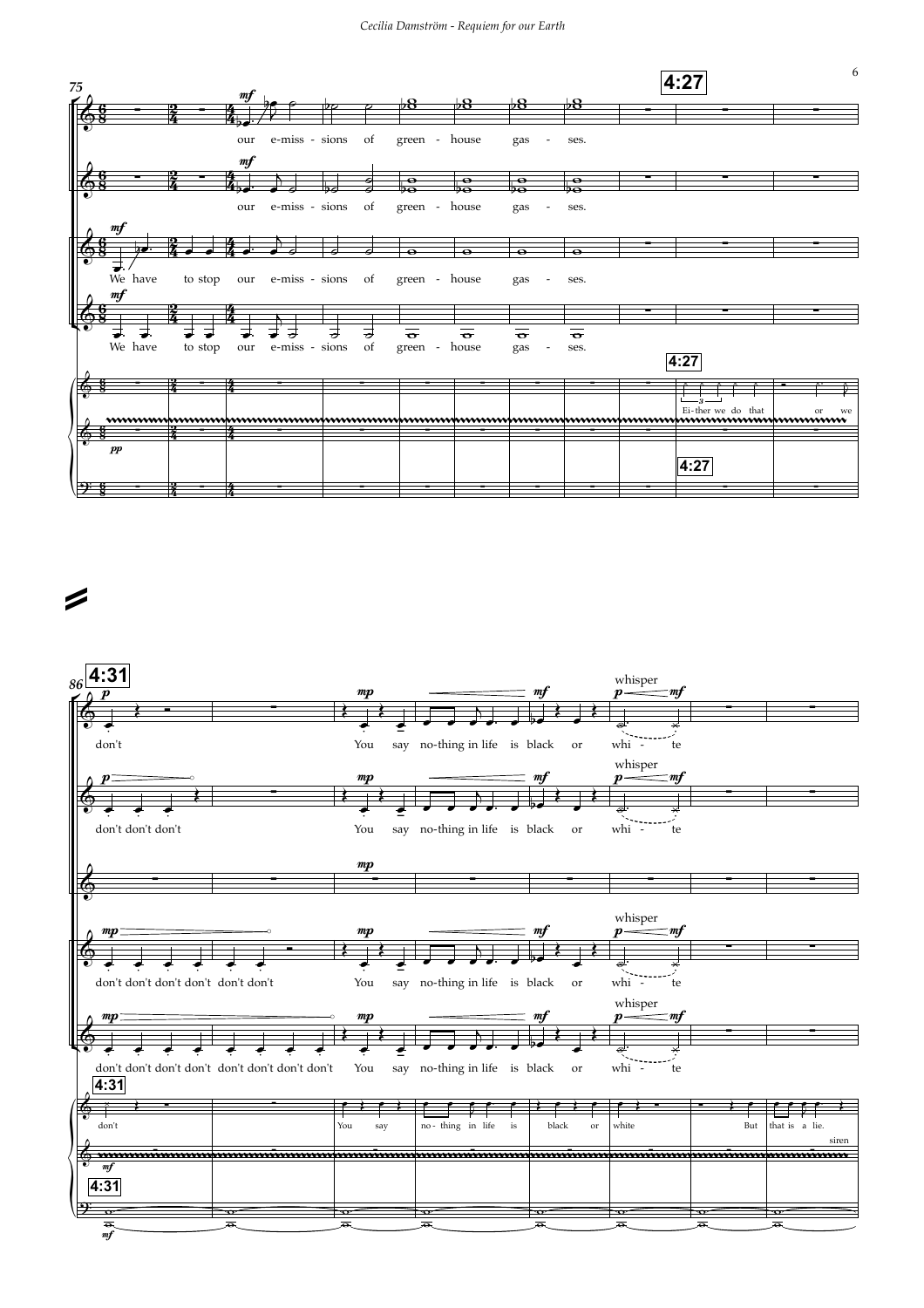75

4:27

*mf*

our e-miss - sions of green - house gas - ses.

*mf*

our e-miss - sions of green - house gas - ses.

*mf*

We have to stop our e-miss - sions of green - house gas - ses.

*mf*

We have to stop our e-miss - sions of green - house gas - ses.

4:27

Ei-ther we do that or we

*pp*

4:27

86

4:31

*p*

don't

*mp* *mf*

You say no-thing in life is black or

whisper

*p* *mf*

whi - te

*p*

don't don't don't

*mp* *mf*

You say no-thing in life is black or

whisper

*p* *mf*

whi - te

*mp*

*mp*

don't don't don't don't don't don't

*mp* *mf*

You say no-thing in life is black or

whisper

*p* *mf*

whi - te

*mp*

don't don't don't don't don't don't don't don't

*mp* *mf*

You say no-thing in life is black or

whisper

*p* *mf*

whi - te

4:31

don't

You say no - thing in life is black or white But that is a lie.

siren

*mf*

4:31

*mf*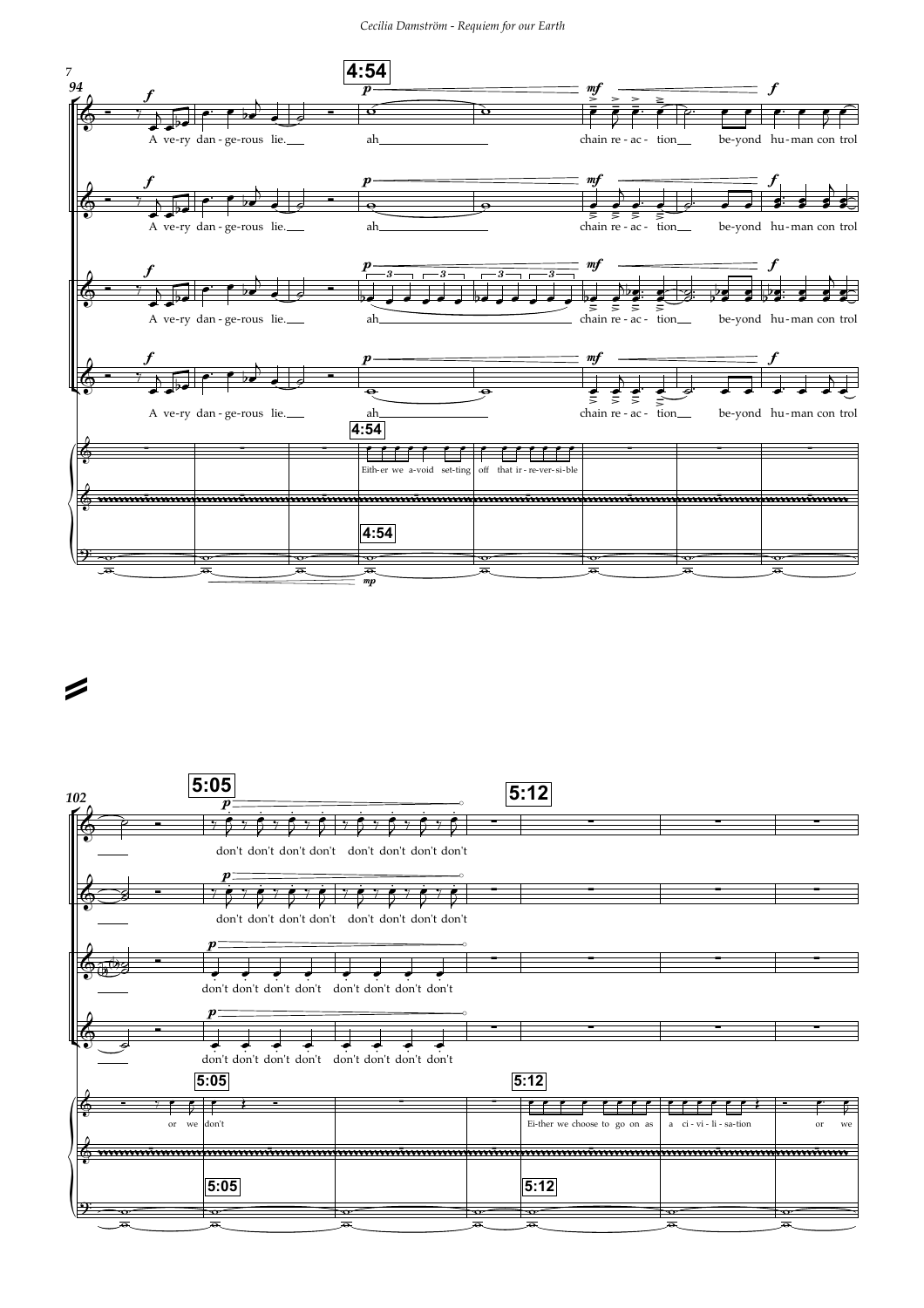94

4:54

*f*

A ve-ry dan - ge-rous lie.

*p* ah

*mf* chain re - ac - tion be-yond hu-man con trol

*f*

4:54

Eith-er we a-void set-ting off that ir - re-ver-si-ble

*mp*

102

5:05

*p*

don't don't don't don't don't don't don't don't

5:12

or we don't

Ei-ther we choose to go on as a ci - vi - li - sa-tion or we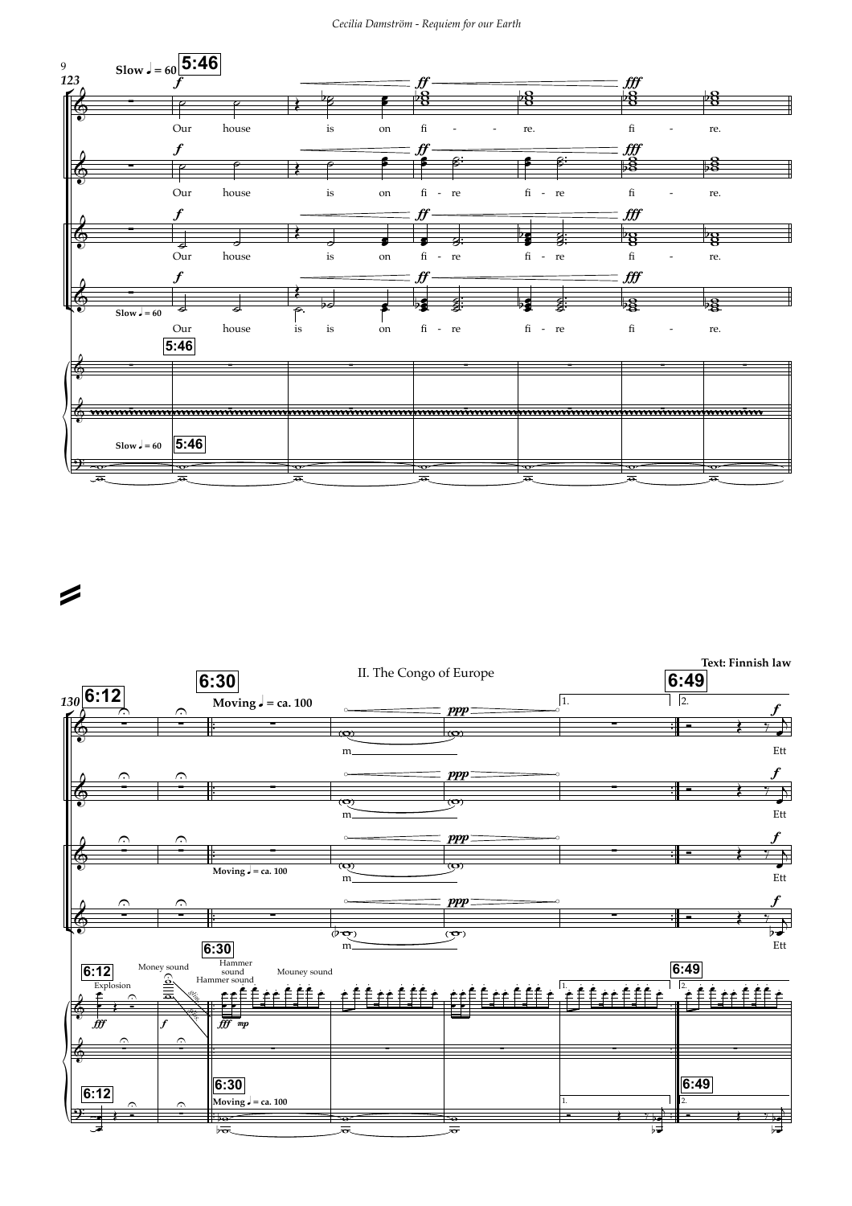Slow ♩ = 60 **5:46**

Our house is on fi - re. fi - re.

Our house is on fi - re fi - re fi - re.

Our house is on fi - re fi - re fi - re.

Our house is is on fi - re fi - re fi - re.

**6:12** **6:30**

## II. The Congo of Europe

Moving ♩ = ca. 100

m

**6:49**

Text: Finnish law

Ett

Explosion — Money sound — Hammer sound — Hammer sound — Mouney sound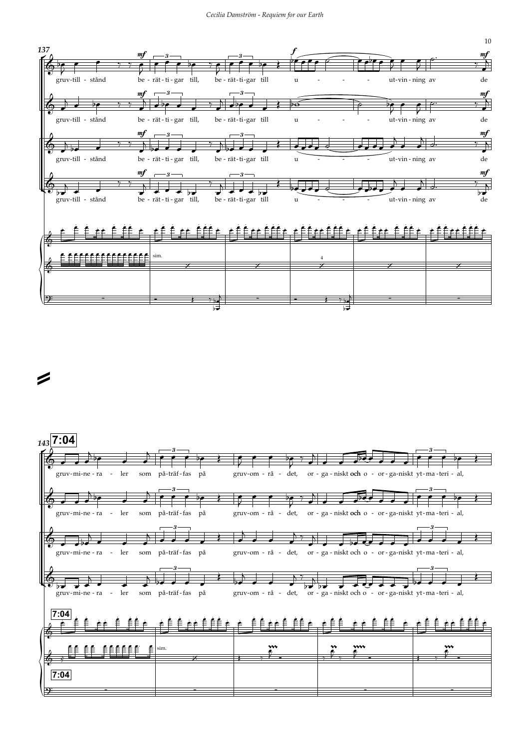137

*mf* *f* *mf*

gruv-till - stånd be - rät - ti - gar till, be - rät - ti - gar till u - - - - ut-vin - ning av de

gruv-till - stånd be - rät - ti - gar till, be - rät - ti - gar till u - - - - ut-vin - ning av de

gruv-till - stånd be - rät - ti - gar till, be - rät - ti - gar till u - - - - ut-vin - ning av de

gruv-till - stånd be - rät - ti - gar till, be - rät - ti - gar till u - - - - ut-vin - ning av de

sim.

143 **7:04**

gruv-mi-ne-ra - ler som på-träf-fas på gruv-om - rå - det, or - ga - niskt och o - or-ga-niskt yt-ma-teri - al,

gruv-mi-ne-ra - ler som på-träf-fas på gruv-om - rå - det, or - ga - niskt och o - or-ga-niskt yt-ma-teri - al,

gruv-mi-ne-ra - ler som på-träf-fas på gruv-om - rå - det, or - ga - niskt och o - or-ga-niskt yt-ma-teri - al,

gruv-mi-ne-ra - ler som på-träf-fas på gruv-om - rå - det, or - ga - niskt och o - or-ga-niskt yt-ma-teri - al,

**7:04**

sim.

**7:04**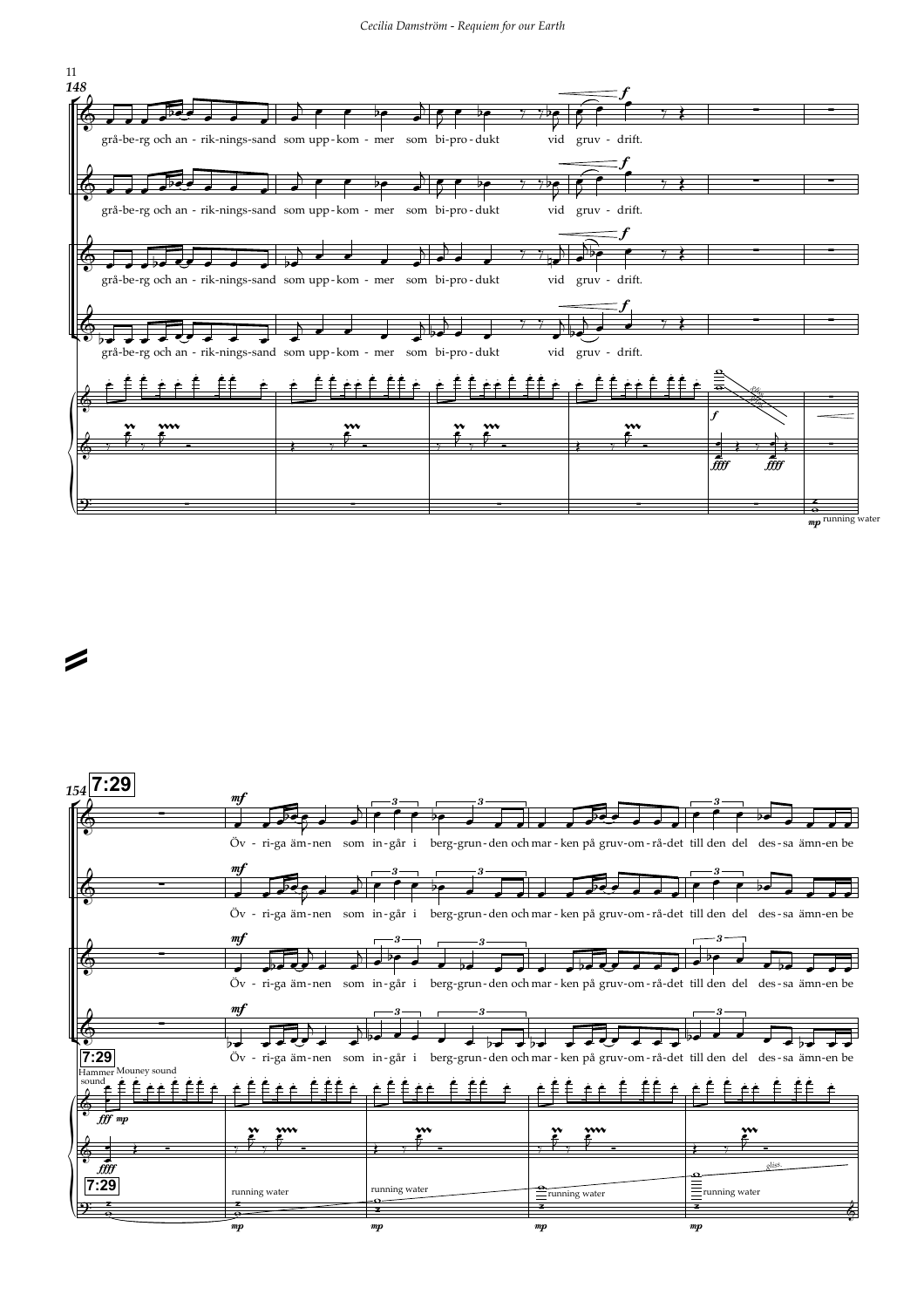148

grå-be-rg och an - rik-nings-sand som upp-kom - mer som bi-pro-dukt vid gruv - drift.

running water

154 **7:29**

Öv - ri-ga äm-nen som in-går i berg-grun-den och mar - ken på gruv-om-rå-det till den del des-sa ämn-en be

Hammer sound Mouney sound

running water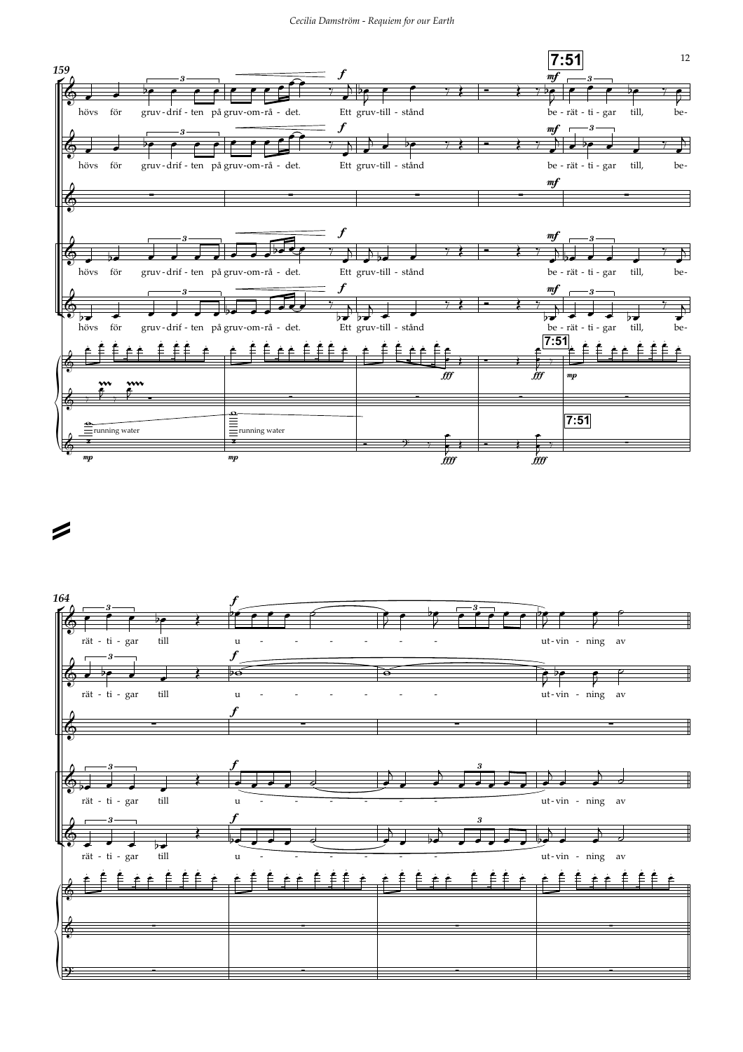159

hövs för gruv-drif-ten på gruv-om-rå-det. Ett gruv-till-stånd be-rät-ti-gar till, be-

**7:51**

running water

164

rät-ti-gar till u - - - - - - - - ut-vin-ning av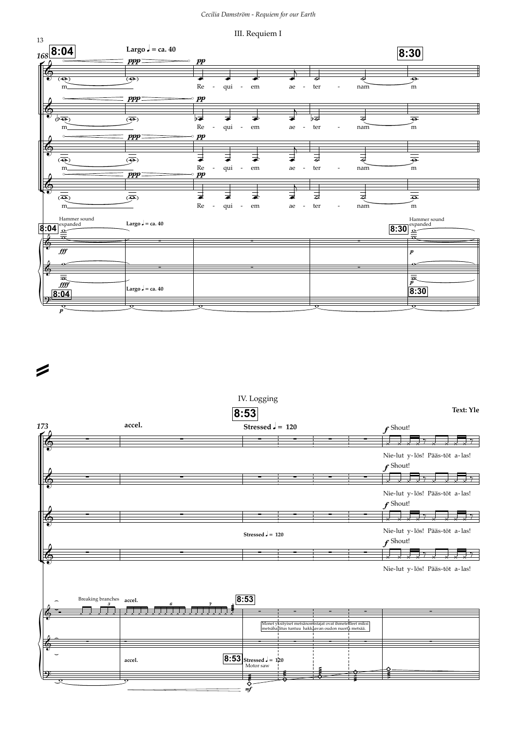## III. Requiem I

**8:04** — Largo ♩ = ca. 40 — **8:30**

Re - qui - em ae - ter - nam

Hammer sound expanded

## IV. Logging

**8:53** — accel. — Stressed ♩ = 120

**Text: Yle**

*f* Shout!

Nie-lut y-lös! Pääs-töt a-las!

Breaking branches

Monet yksityiset metsänomistajat ovat ihmetelleet miksi metsähallitus tuntuu hakkaavan oudon nuorta metsää.

Motor saw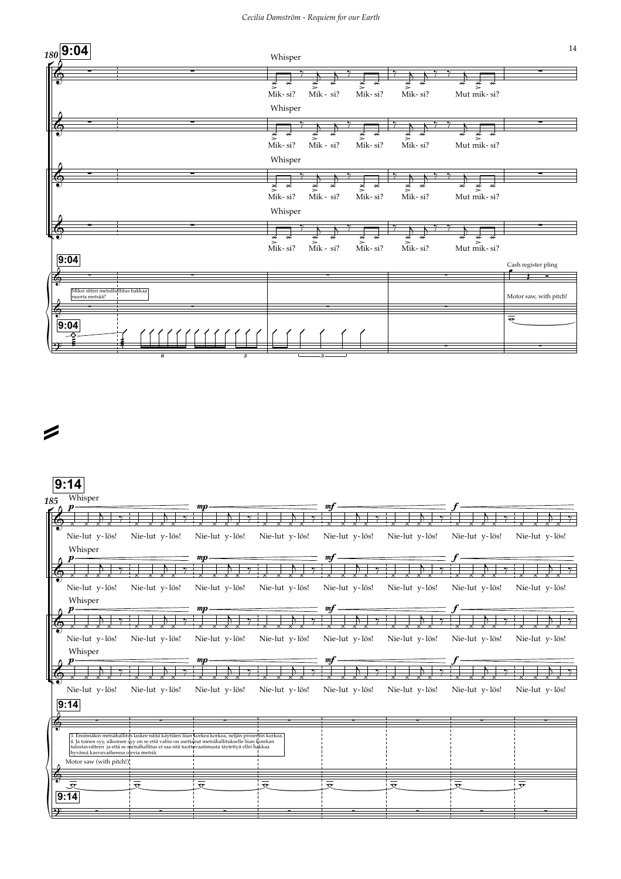180 **9:04**

Whisper

Mik- si? Mik - si? Mik- si? Mik- si? Mut mik- si?

Whisper

Mik- si? Mik - si? Mik- si? Mik- si? Mut mik- si?

Whisper

Mik- si? Mik - si? Mik- si? Mik- si? Mut mik- si?

Whisper

Mik- si? Mik - si? Mik- si? Mik- si? Mut mik- si?

**9:04**

Miksi sitten metsähallitus hakkaa nuorta metsää?

Cash register pling

Motor saw, with pitch!

**9:04**

185 **9:14**

Whisper

*p* *mp* *mf* *f*

Nie-lut y-lös! Nie-lut y-lös! Nie-lut y-lös! Nie-lut y-lös! Nie-lut y-lös! Nie-lut y-lös! Nie-lut y-lös! Nie-lut y-lös!

Whisper

*p* *mp* *mf* *f*

Nie-lut y-lös! Nie-lut y-lös! Nie-lut y-lös! Nie-lut y-lös! Nie-lut y-lös! Nie-lut y-lös! Nie-lut y-lös! Nie-lut y-lös!

Whisper

*p* *mp* *mf* *f*

Nie-lut y-lös! Nie-lut y-lös! Nie-lut y-lös! Nie-lut y-lös! Nie-lut y-lös! Nie-lut y-lös! Nie-lut y-lös! Nie-lut y-lös!

Whisper

*p* *mp* *mf* *f*

Nie-lut y-lös! Nie-lut y-lös! Nie-lut y-lös! Nie-lut y-lös! Nie-lut y-lös! Nie-lut y-lös! Nie-lut y-lös! Nie-lut y-lös!

**9:14**

3. Ensinnäkin metsähallitus laskee näitä käyttäen liian korkea korkoa, neljän prosentin korkoa.
4. Ja toinen syy, ulkoinen syy on se että valtio on asettanut metsähallitukselle liian korekan tulostavoitteen ja että se metsähallitus ei saa sitä tuottovaatimusta täytettyä ellei hakkaa hyvässä kasvuvaiheessa olevia metsiä.

Motor saw (with pitch!)

**9:14**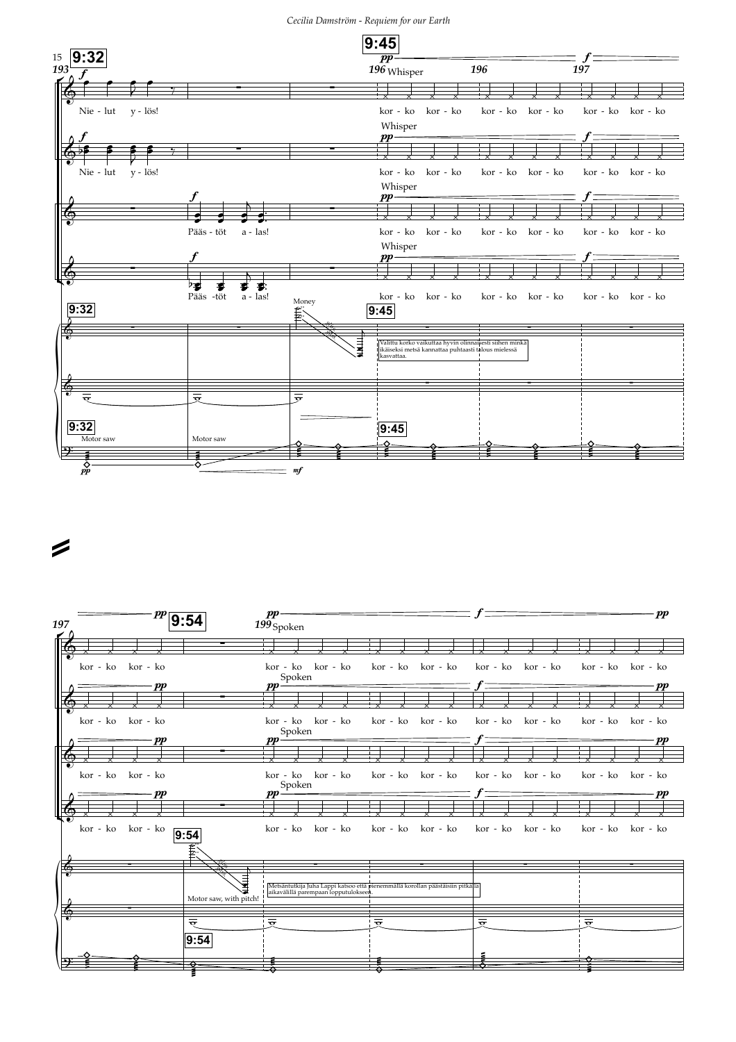Valittu korko vaikuttaa hyvin olinnaisesti siihen minkä ikäiseksi metsä kannattaa puhtaasti talous mielessä kasvattaa.

Metsäntutkija Juha Lappi katsoo että pienemmällä korollan päästäisiin pitkällä aikavälillä parempaan lopputulokseen.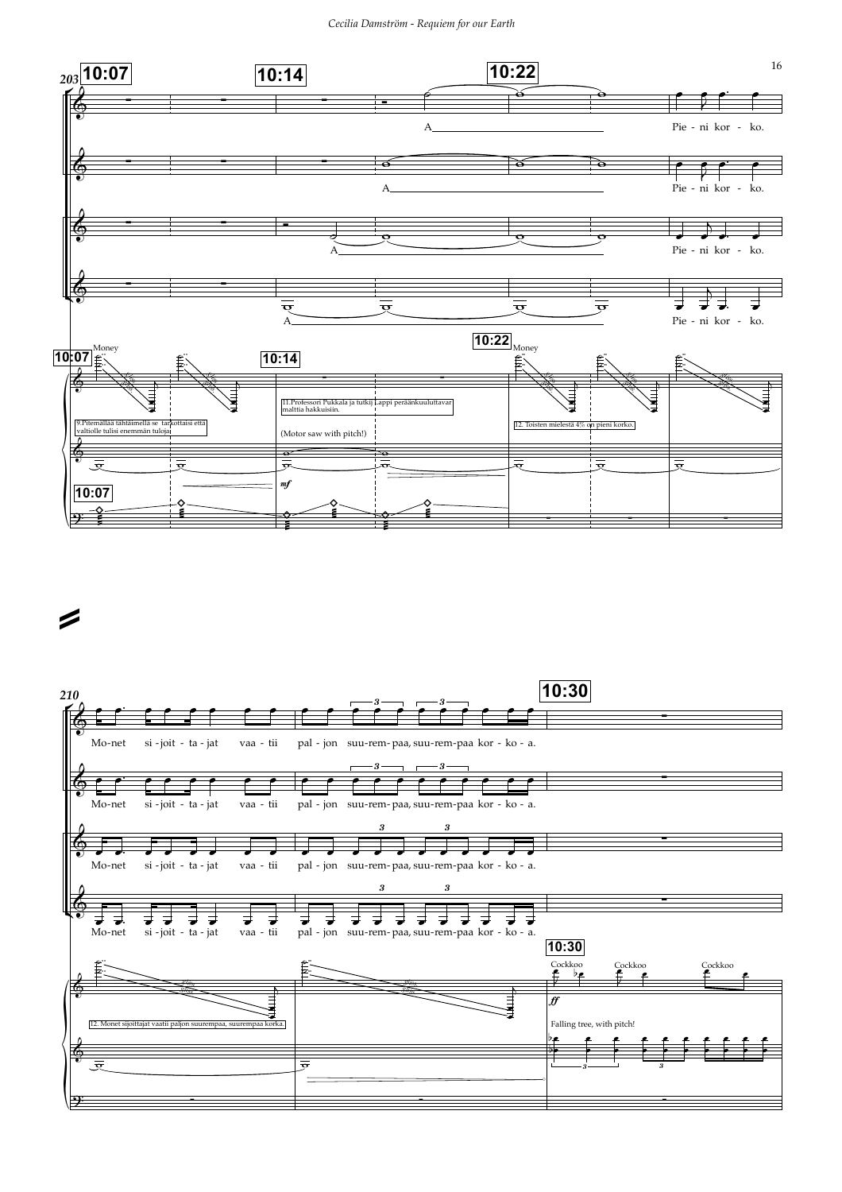203 10:07 10:14 10:22

A

Pie - ni kor - ko.

Money

9.Pitemällä tähtäimellä se tarkottaisi että valtiolle tulisi enemmän tuloja.

11.Professori Pukkala ja tutkij Lappi peräänkuuluttavat malttia hakkuisiin.

(Motor saw with pitch!)

12. Toisten mielestä 4% on pieni korko.

*mf*

210 10:30

Mo-net si -joit - ta - jat vaa - tii pal - jon suu-rem- paa, suu-rem-paa kor - ko - a.

12. Monet sijoittajat vaatii paljon suurempaa, suurempaa korka.

Cockkoo Cockkoo Cockkoo

*ff*

Falling tree, with pitch!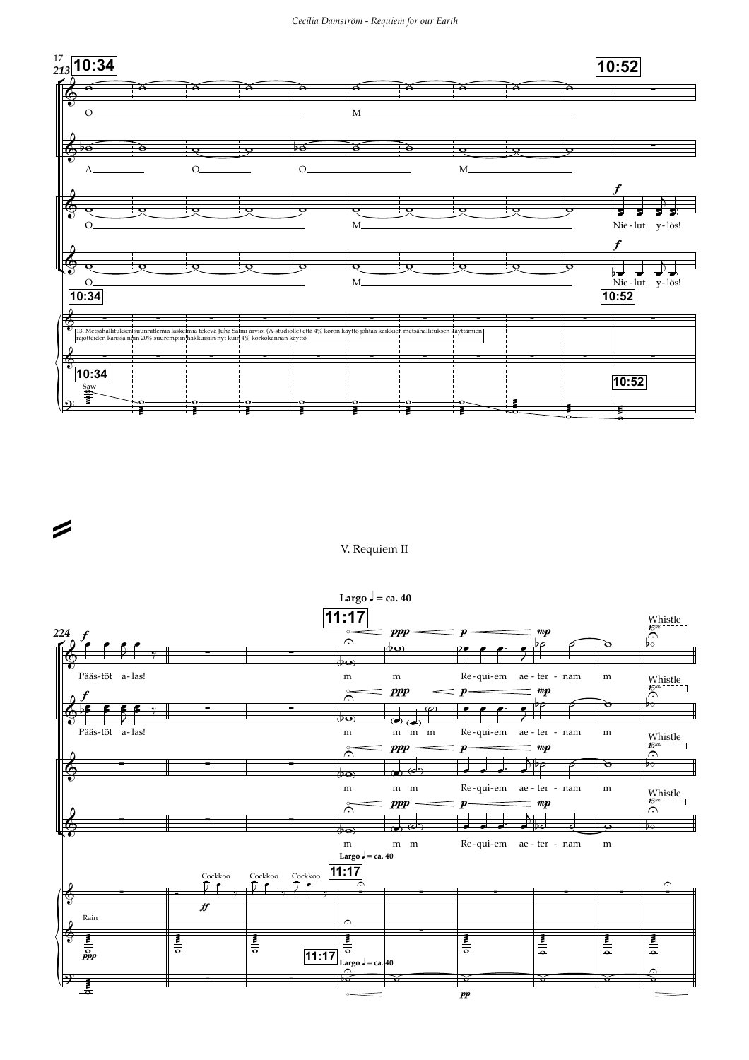17
213

10:34

10:52

O

M

A

O

O

M

*f*

O

M

Nie-lut y-lös!

*f*

O

M

Nie-lut y-lös!

10:34

10:52

13. Metsähallituksen suunnitelmia laskelmia tekevä Juha Salmi arvioi (A-studiolle) että 4% koron käyttö johtaa kaikkien metsähallituksen käyttämien rajotteiden kanssa noin 20% suurempiin hakkuisiin nyt kuin 4% korkokannan käyttö

10:34

Saw

10:52

## V. Requiem II

Largo ♩ = ca. 40

11:17

224

*f*

*ppp* *p* *mp*

Whistle 15ma

Pääs-töt a-las!

m m Re-qui-em ae-ter-nam m

*f*

*ppp* *p* *mp*

Whistle 15ma

Pääs-töt a-las!

m m m m Re-qui-em ae-ter-nam m

*ppp* *p* *mp*

Whistle 15ma

m m m Re-qui-em ae-ter-nam m

*ppp* *p* *mp*

Whistle 15ma

m m m Re-qui-em ae-ter-nam m

Largo ♩ = ca. 40

Cockkoo Cockkoo Cockkoo

11:17

*ff*

Rain

*ppp*

11:17

Largo ♩ = ca. 40

*pp*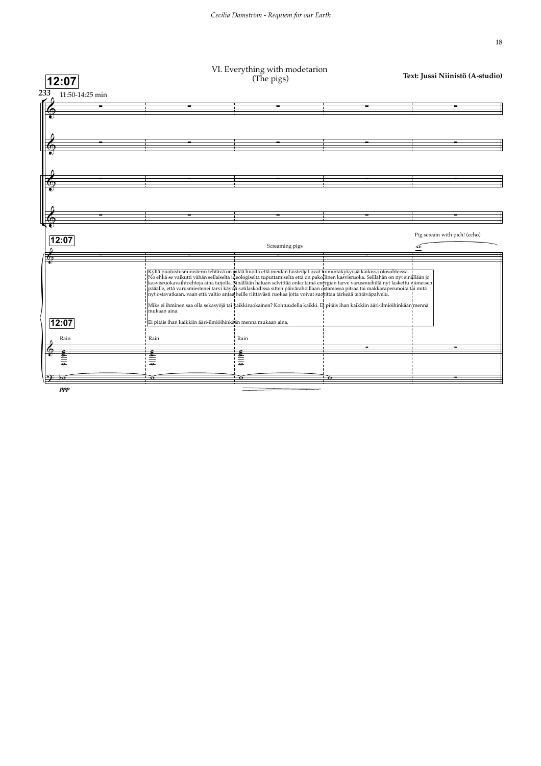## VI. Everything with modetarion
(The pigs)

**Text: Jussi Niinistö (A-studio)**

**12:07**

*233* 11:50-14:25 min

**12:07**

Screaming pigs

Pig scream with pich! (echo)

Kyllä puolustusministerin tehtävä on pitää huolta että meidän taistelijat ovat toimintakykyisiä kaikissa olosuhteissa.
No ehkä se vaikutti vähän sellaiselta ideologiselta tuputtamiselta että on pakollinen kasvisruoka. Seillähän on nyt sinällään jo kasvisruokavaihtoehtoja aina tarjolla. Sinällään haluan selvittää onko tämä energian tarve varusmiehillä nyt laskettu viimeisen päälle, että varusmiestenei tarvi käydä sotilaskodissa sitten päivärahoillaan ostamassa pitsaa tai makkaraperunoita tai mitä nyt ostavatkaan, vaan että valtio antaa heille riittävästi ruokaa jotta voivat suorittaa tärkeää tehtäväpalvelu.

Miks ei ihminen saa olla sekasyöjä tai kaikkiruokainen? Kohtuudella kaikki. Ei pitäis ihan kaikkiin ääri-ilmiöihinkään mennä mukaan aina.

Ei pitäis ihan kaikkiin ääri-ilmiöihinkään mennä mukaan aina.

**12:07**

Rain Rain Rain

*ppp*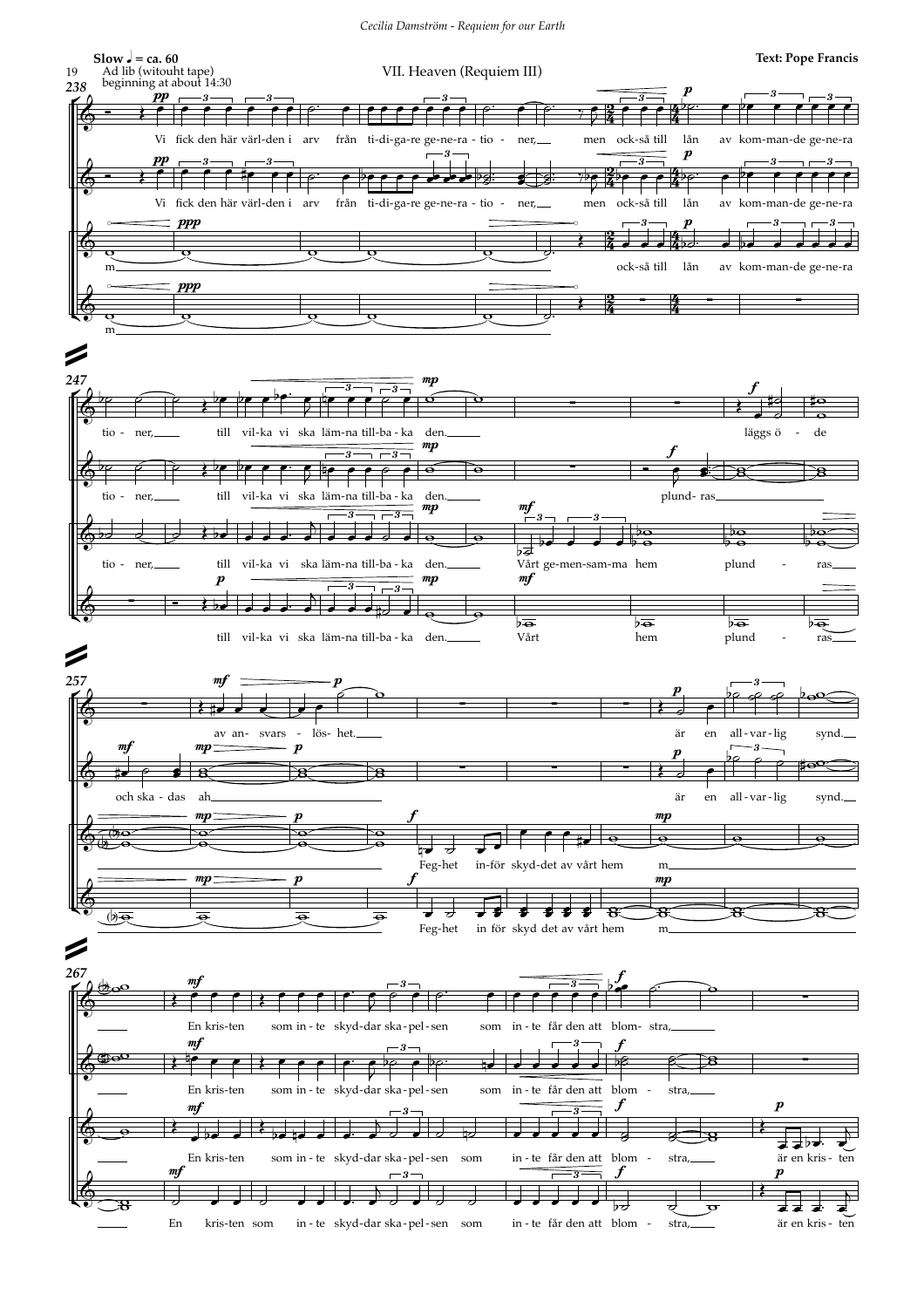Slow ♩ = ca. 60

Ad lib (witouht tape)
beginning at about 14:30

## VII. Heaven (Requiem III)

**Text: Pope Francis**

Vi fick den här värl-den i arv från ti-di-ga-re ge-ne-ra-tio-ner, men ock-så till lån av kom-man-de ge-ne-ra-tio-ner, till vil-ka vi ska läm-na till-ba-ka den. läggs ö-de

plund-ras

Vårt ge-men-sam-ma hem plund-ras

och ska-das ah

av an-svars-lös-het.

Feg-het in-för skyd-det av vårt hem m

är en all-var-lig synd.

En kris-ten som in-te skyd-dar ska-pel-sen som in-te får den att blom-stra,

är en kris-ten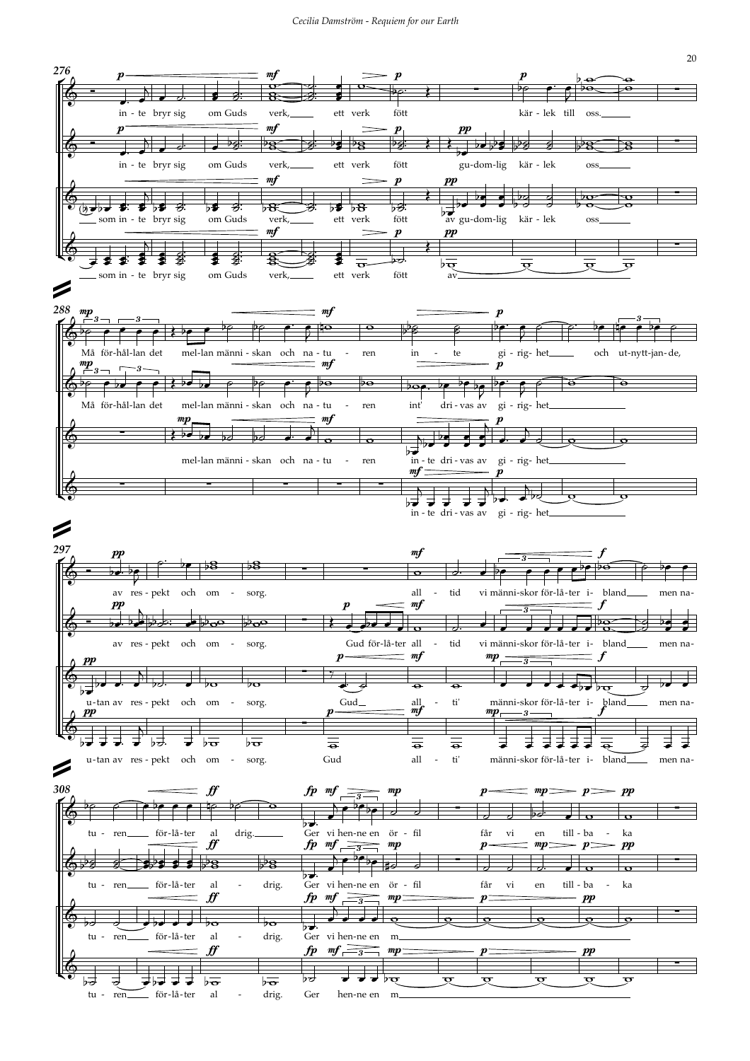276

in - te bryr sig om Guds verk, ett verk fött kär - lek till oss.

in - te bryr sig om Guds verk, ett verk fött gu-dom-lig kär - lek oss

som in - te bryr sig om Guds verk, ett verk fött av gu-dom-lig kär - lek oss

som in - te bryr sig om Guds verk, ett verk fött av

288

Må för-hål-lan det mel-lan männi - skan och na - tu - ren in - te gi - rig- het och ut-nytt-jan-de,

Må för-hål-lan det mel-lan männi - skan och na - tu - ren int' dri - vas av gi - rig- het

mel-lan männi - skan och na - tu - ren in - te dri - vas av gi - rig- het

in - te dri - vas av gi - rig- het

297

av res - pekt och om - sorg. all - tid vi männi-skor för-lå-ter i - bland men na-

av res - pekt och om - sorg. Gud för-lå-ter all - tid vi männi-skor för-lå-ter i - bland men na-

u-tan av res - pekt och om - sorg. Gud all - ti' männi-skor för-lå-ter i - bland men na-

u-tan av res - pekt och om - sorg. Gud all - ti' männi-skor för-lå-ter i - bland men na-

308

tu - ren för-lå-ter al drig. Ger vi hen-ne en ör - fil får vi en till - ba - ka

tu - ren för-lå-ter al - drig. Ger vi hen-ne en ör - fil får vi en till - ba - ka

tu - ren för-lå-ter al - drig. Ger vi hen-ne en m

tu - ren för-lå-ter al - drig. Ger hen-ne en m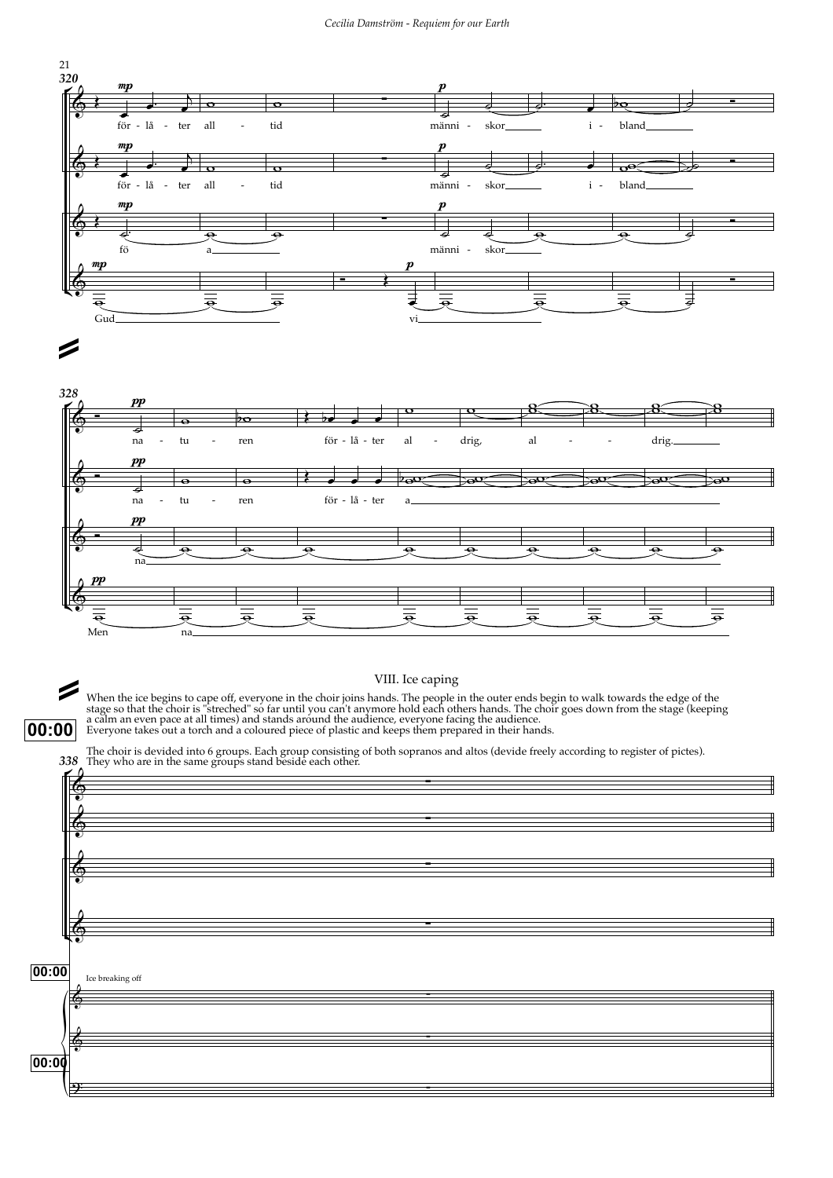## VIII. Ice caping

When the ice begins to cape off, everyone in the choir joins hands. The people in the outer ends begin to walk towards the edge of the stage so that the choir is "streched" so far until you can't anymore hold each others hands. The choir goes down from the stage (keeping a calm an even pace at all times) and stands around the audience, everyone facing the audience.
Everyone takes out a torch and a coloured piece of plastic and keeps them prepared in their hands.

The choir is devided into 6 groups. Each group consisting of both sopranos and altos (devide freely according to register of pictes).
They who are in the same groups stand beside each other.

00:00

Ice breaking off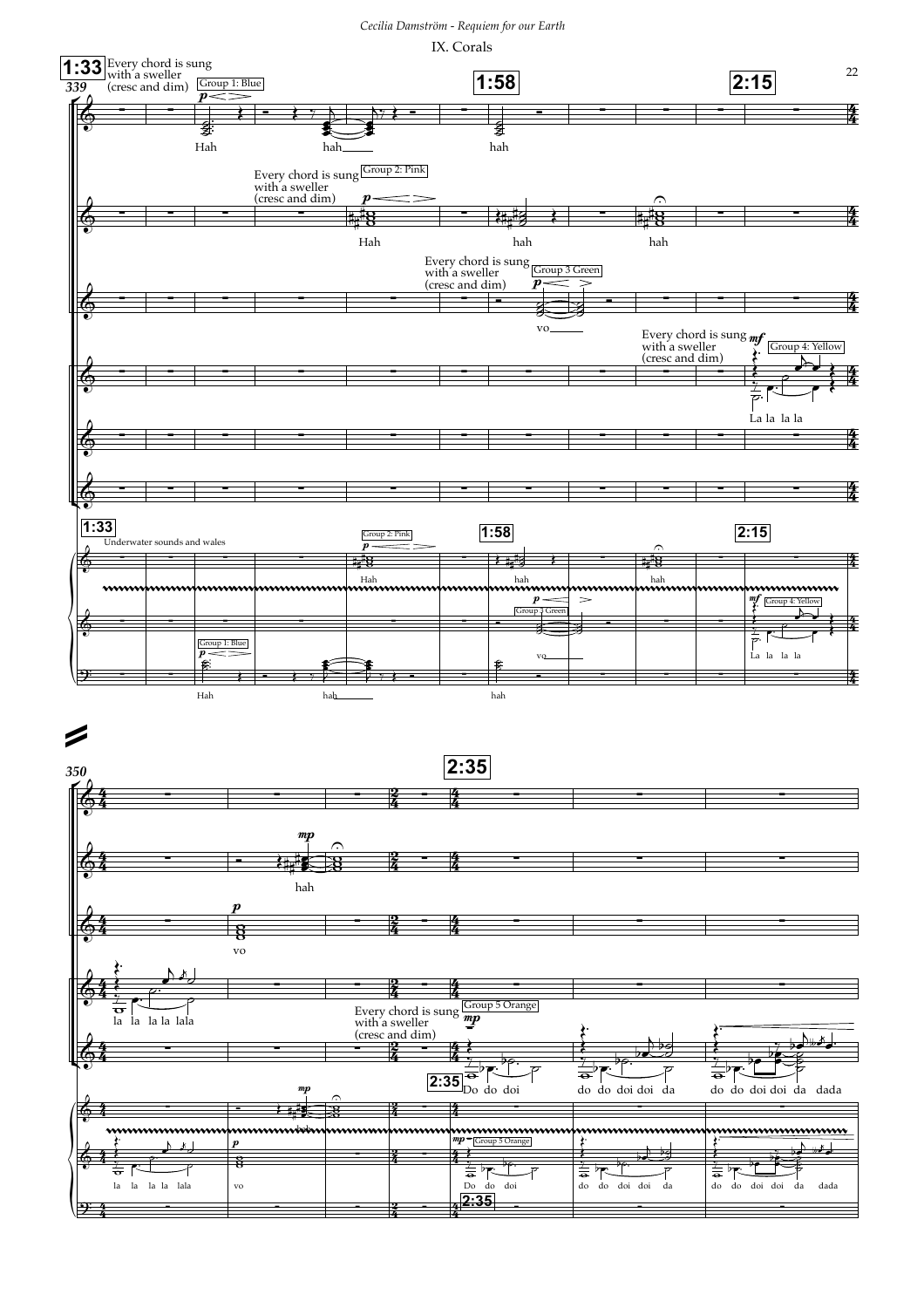IX. Corals

1:33 Every chord is sung with a sweller (cresc and dim) Group 1: Blue

339

Hah hah hah

1:58

2:15

Every chord is sung with a sweller (cresc and dim) Group 2: Pink

Hah hah hah

Every chord is sung with a sweller (cresc and dim) Group 3 Green

vo

Every chord is sung with a sweller (cresc and dim) Group 4: Yellow

La la la la

1:33 Underwater sounds and wales

Group 2: Pink

1:58

2:15

Hah hah hah

Group 3 Green

Group 4: Yellow

vo

La la la la

Group 1: Blue

Hah hah hah

350

2:35

hah

vo

la la la la lala

Every chord is sung with a sweller (cresc and dim) Group 5 Orange

2:35 Do do doi do do doi doi da do do doi doi da dada

hah

la la la la lala vo

Group 5 Orange

Do do doi do do doi doi da do do doi doi da dada

2:35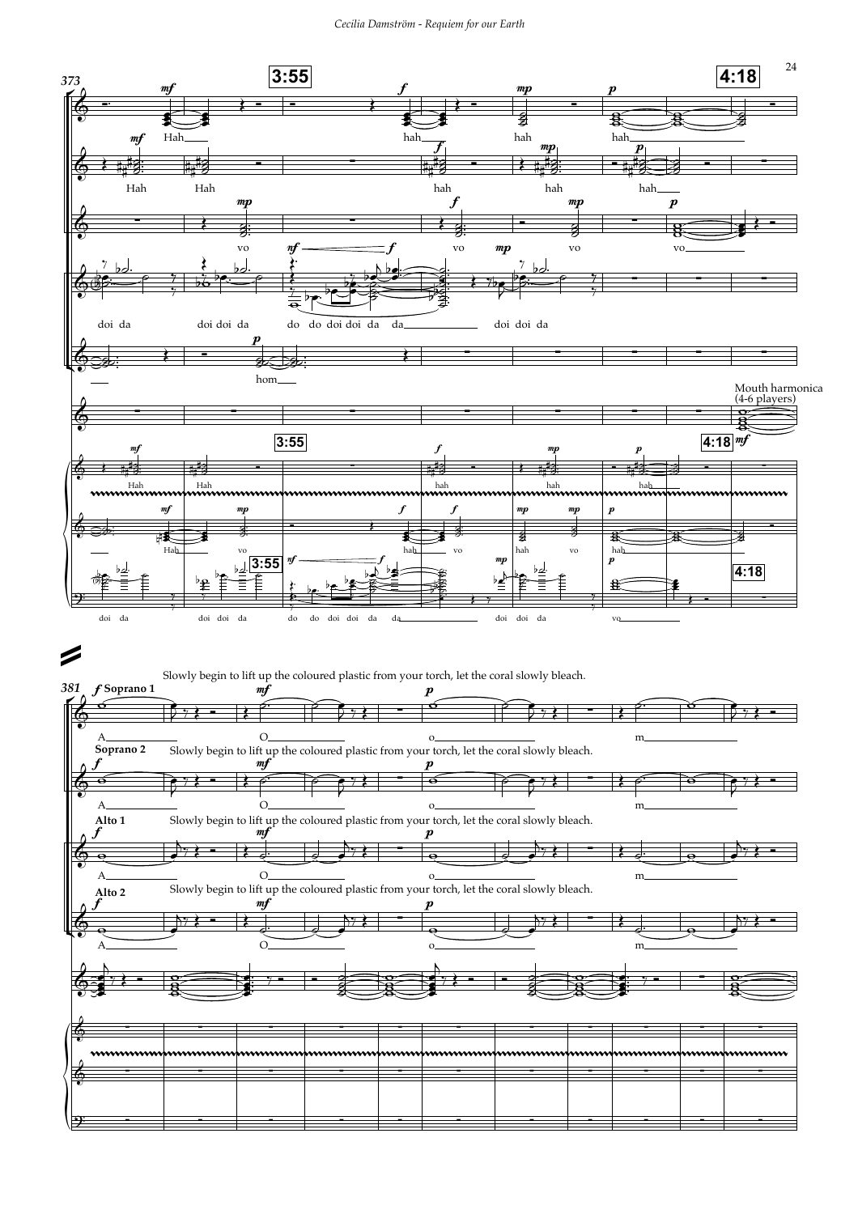373

3:55

4:18

Hah

Hah Hah

vo

doi da doi doi da do do doi doi da da doi doi da

hom

hah hah hah

vo vo vo

Mouth harmonica (4-6 players)

381

Slowly begin to lift up the coloured plastic from your torch, let the coral slowly bleach.

Soprano 1

A O o m

Soprano 2

Slowly begin to lift up the coloured plastic from your torch, let the coral slowly bleach.

A O o m

Alto 1

Slowly begin to lift up the coloured plastic from your torch, let the coral slowly bleach.

A O o m

Alto 2

Slowly begin to lift up the coloured plastic from your torch, let the coral slowly bleach.

A O o m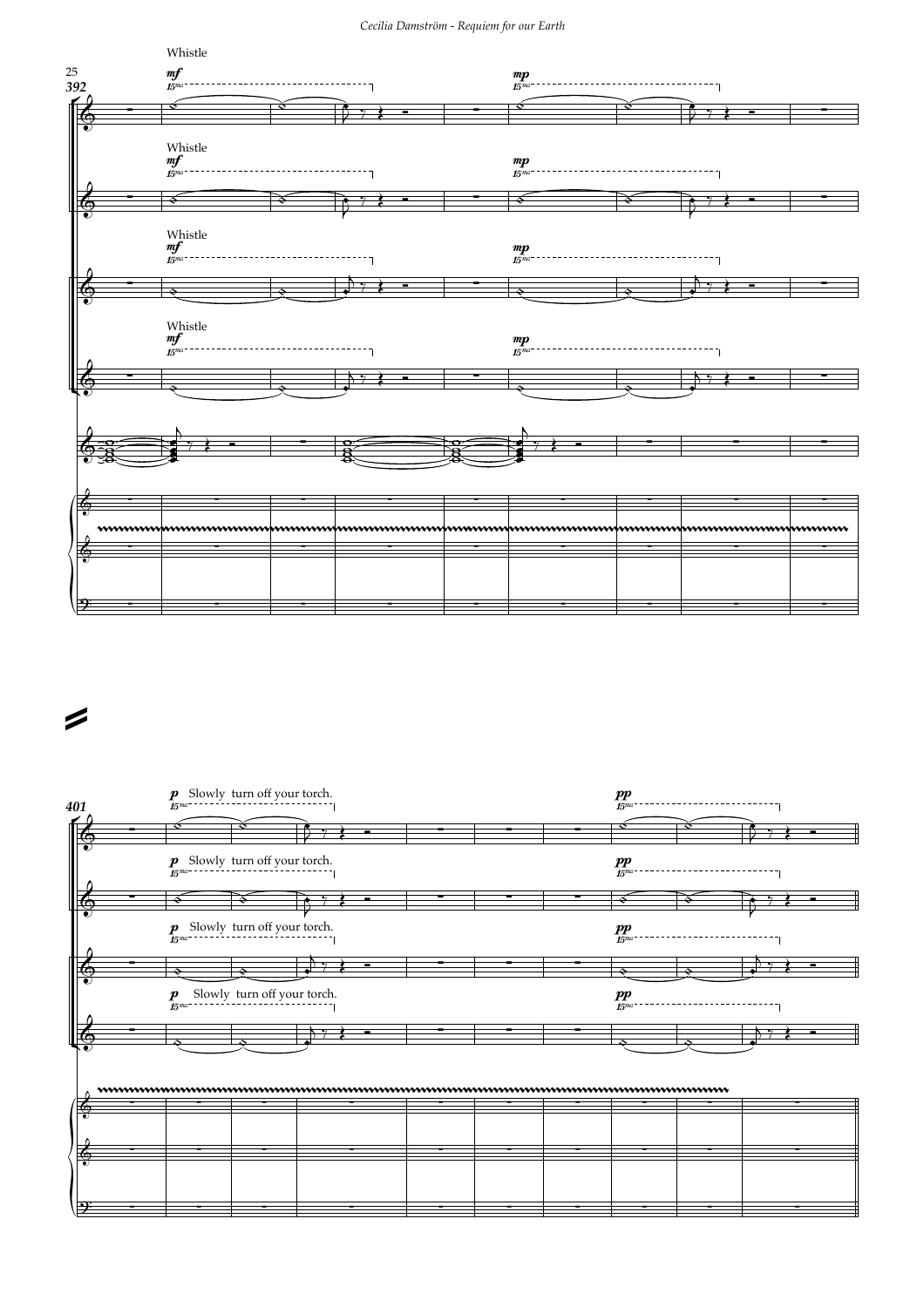Whistle

*mf*

*mp*

Whistle

*mf*

*mp*

Whistle

*mf*

*mp*

Whistle

*mf*

*mp*

*p* Slowly turn off your torch.

*pp*

*p* Slowly turn off your torch.

*pp*

*p* Slowly turn off your torch.

*pp*

*p* Slowly turn off your torch.

*pp*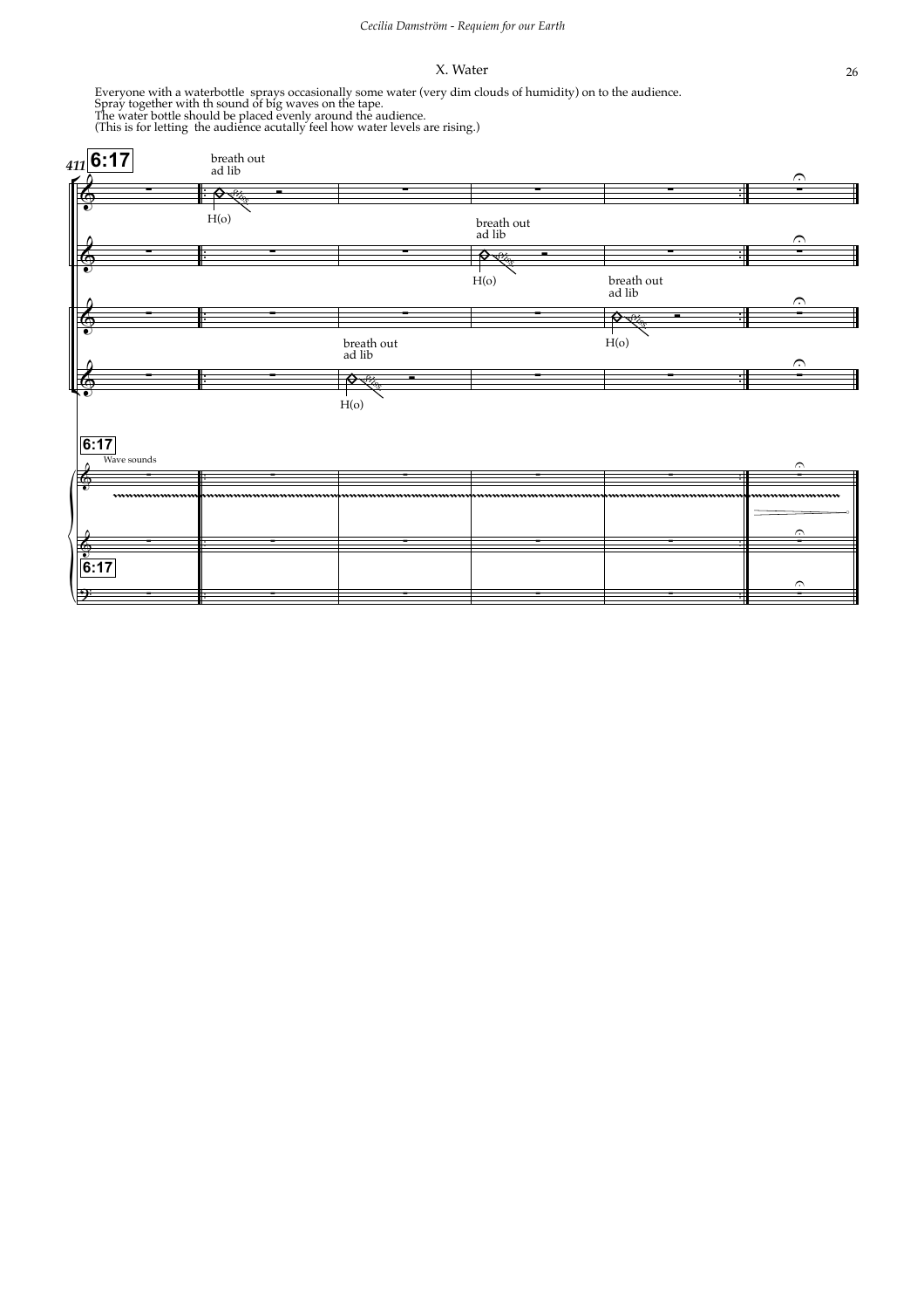## X. Water

Everyone with a waterbottle sprays occasionally some water (very dim clouds of humidity) on to the audience.
Spray together with th sound of big waves on the tape.
The water bottle should be placed evenly around the audience.
(This is for letting the audience acutally feel how water levels are rising.)